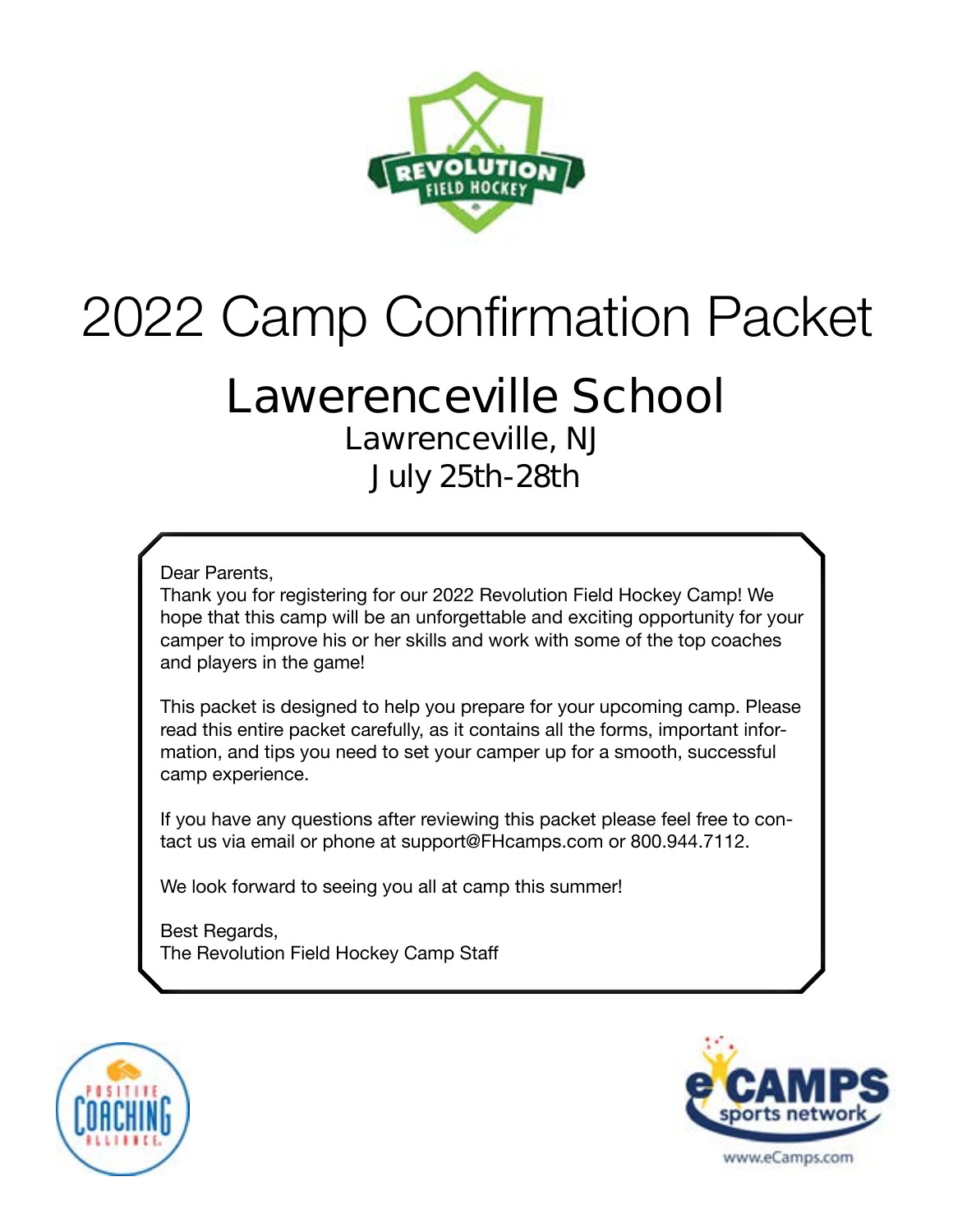# 2022 Camp Confirmation Packet

## Lawerenceville School

### Lawrenceville, NJ

### July 25th-28th

Dear Parents,

Thank you for registering for our 2022 Revolution Field Hockey Camp! We hope that this camp will be an unforgettable and exciting opportunity for your camper to improve his or her skills and work with some of the top coaches and players in the game!

This packet is designed to help you prepare for your upcoming camp. Please read this entire packet carefully, as it contains all the forms, important information, and tips you need to set your camper up for a smooth, successful camp experience.

If you have any questions after reviewing this packet please feel free to contact us via email or phone at support@FHcamps.com or 800.944.7112.

We look forward to seeing you all at camp this summer!

Best Regards,
The Revolution Field Hockey Camp Staff

www.eCamps.com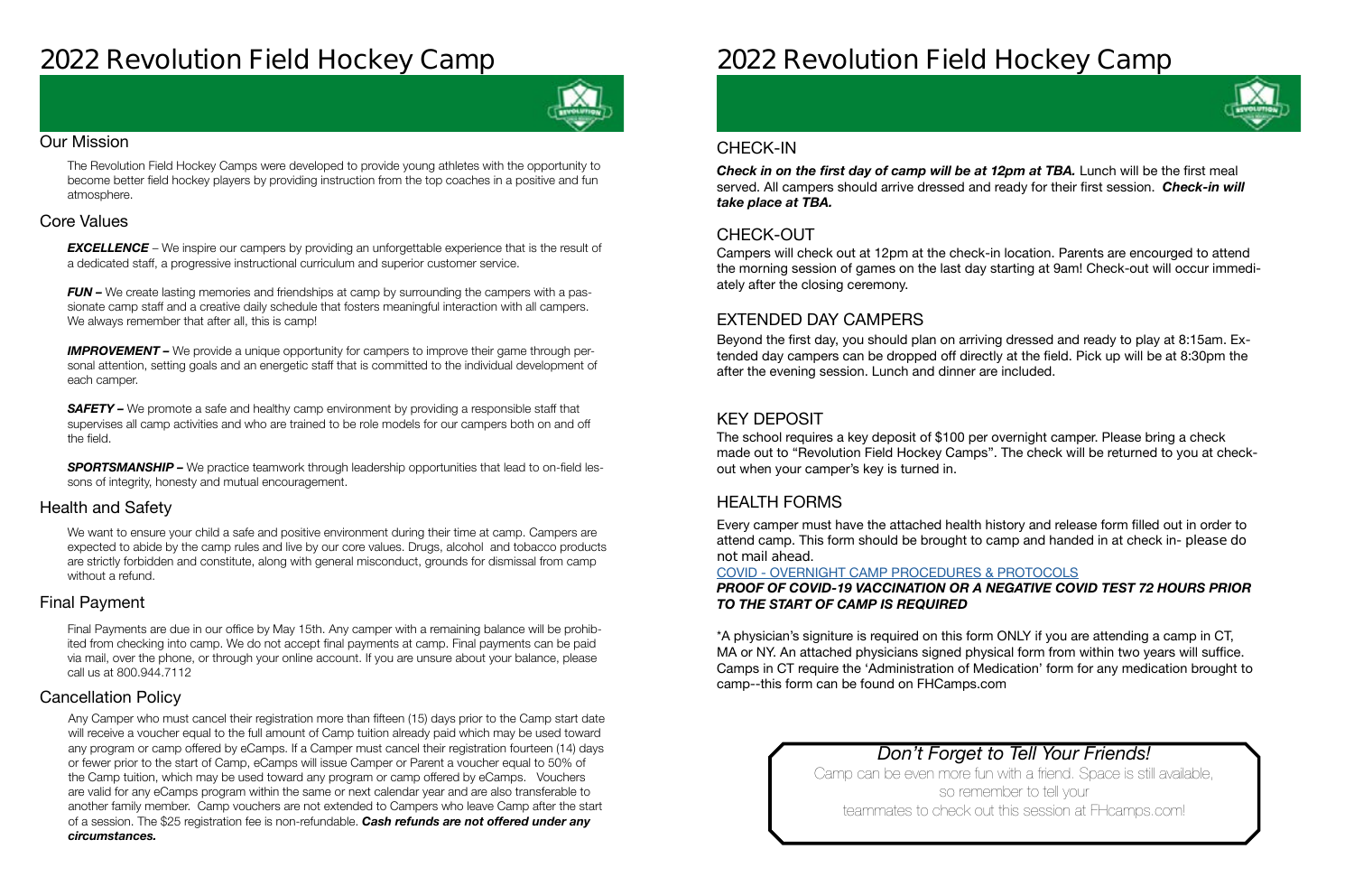# 2022 Revolution Field Hockey Camp

## Our Mission

The Revolution Field Hockey Camps were developed to provide young athletes with the opportunity to become better field hockey players by providing instruction from the top coaches in a positive and fun atmosphere.

## Core Values

***EXCELLENCE*** – We inspire our campers by providing an unforgettable experience that is the result of a dedicated staff, a progressive instructional curriculum and superior customer service.

***FUN –*** We create lasting memories and friendships at camp by surrounding the campers with a passionate camp staff and a creative daily schedule that fosters meaningful interaction with all campers. We always remember that after all, this is camp!

***IMPROVEMENT –*** We provide a unique opportunity for campers to improve their game through personal attention, setting goals and an energetic staff that is committed to the individual development of each camper.

***SAFETY –*** We promote a safe and healthy camp environment by providing a responsible staff that supervises all camp activities and who are trained to be role models for our campers both on and off the field.

***SPORTSMANSHIP –*** We practice teamwork through leadership opportunities that lead to on-field lessons of integrity, honesty and mutual encouragement.

## Health and Safety

We want to ensure your child a safe and positive environment during their time at camp. Campers are expected to abide by the camp rules and live by our core values. Drugs, alcohol and tobacco products are strictly forbidden and constitute, along with general misconduct, grounds for dismissal from camp without a refund.

## Final Payment

Final Payments are due in our office by May 15th. Any camper with a remaining balance will be prohibited from checking into camp. We do not accept final payments at camp. Final payments can be paid via mail, over the phone, or through your online account. If you are unsure about your balance, please call us at 800.944.7112

## Cancellation Policy

Any Camper who must cancel their registration more than fifteen (15) days prior to the Camp start date will receive a voucher equal to the full amount of Camp tuition already paid which may be used toward any program or camp offered by eCamps. If a Camper must cancel their registration fourteen (14) days or fewer prior to the start of Camp, eCamps will issue Camper or Parent a voucher equal to 50% of the Camp tuition, which may be used toward any program or camp offered by eCamps. Vouchers are valid for any eCamps program within the same or next calendar year and are also transferable to another family member. Camp vouchers are not extended to Campers who leave Camp after the start of a session. The $25 registration fee is non-refundable. ***Cash refunds are not offered under any circumstances.***

# 2022 Revolution Field Hockey Camp

## CHECK-IN

***Check in on the first day of camp will be at 12pm at TBA.*** Lunch will be the first meal served. All campers should arrive dressed and ready for their first session. ***Check-in will take place at TBA.***

## CHECK-OUT

Campers will check out at 12pm at the check-in location. Parents are encourged to attend the morning session of games on the last day starting at 9am! Check-out will occur immediately after the closing ceremony.

## EXTENDED DAY CAMPERS

Beyond the first day, you should plan on arriving dressed and ready to play at 8:15am. Extended day campers can be dropped off directly at the field. Pick up will be at 8:30pm the after the evening session. Lunch and dinner are included.

## KEY DEPOSIT

The school requires a key deposit of $100 per overnight camper. Please bring a check made out to "Revolution Field Hockey Camps". The check will be returned to you at check-out when your camper's key is turned in.

## HEALTH FORMS

Every camper must have the attached health history and release form filled out in order to attend camp. This form should be brought to camp and handed in at check in- please do not mail ahead.

COVID - OVERNIGHT CAMP PROCEDURES & PROTOCOLS

***PROOF OF COVID-19 VACCINATION OR A NEGATIVE COVID TEST 72 HOURS PRIOR TO THE START OF CAMP IS REQUIRED***

*A physician's signiture is required on this form ONLY if you are attending a camp in CT, MA or NY. An attached physicians signed physical form from within two years will suffice. Camps in CT require the 'Administration of Medication' form for any medication brought to camp--this form can be found on FHCamps.com

*Don't Forget to Tell Your Friends!*

Camp can be even more fun with a friend. Space is still available, so remember to tell your teammates to check out this session at FHcamps.com!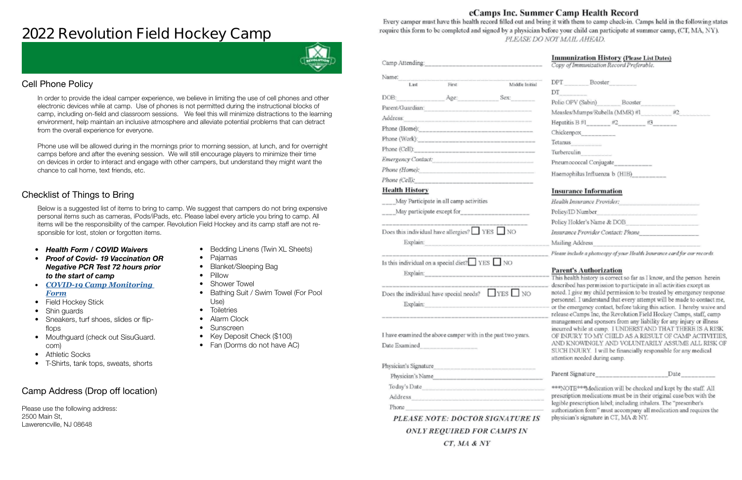# 2022 Revolution Field Hockey Camp

## Cell Phone Policy

In order to provide the ideal camper experience, we believe in limiting the use of cell phones and other electronic devices while at camp. Use of phones is not permitted during the instructional blocks of camp, including on-field and classroom sessions. We feel this will minimize distractions to the learning environment, help maintain an inclusive atmosphere and alleviate potential problems that can detract from the overall experience for everyone.

Phone use will be allowed during in the mornings prior to morning session, at lunch, and for overnight camps before and after the evening session. We will still encourage players to minimize their time on devices in order to interact and engage with other campers, but understand they might want the chance to call home, text friends, etc.

## Checklist of Things to Bring

Below is a suggested list of items to bring to camp. We suggest that campers do not bring expensive personal items such as cameras, iPods/iPads, etc. Please label every article you bring to camp. All items will be the responsibility of the camper. Revolution Field Hockey and its camp staff are not responsible for lost, stolen or forgotten items.

- ***Health Form / COVID Waivers***
- ***Proof of Covid- 19 Vaccination OR Negative PCR Test 72 hours prior to the start of camp***
- ***COVID-19 Camp Monitoring Form***
- Field Hockey Stick
- Shin guards
- Sneakers, turf shoes, slides or flip-flops
- Mouthguard (check out SisuGuard.com)
- Athletic Socks
- T-Shirts, tank tops, sweats, shorts
- Bedding Linens (Twin XL Sheets)
- Pajamas
- Blanket/Sleeping Bag
- Pillow
- Shower Towel
- Bathing Suit / Swim Towel (For Pool Use)
- Toiletries
- Alarm Clock
- Sunscreen
- Key Deposit Check ($100)
- Fan (Dorms do not have AC)

## Camp Address (Drop off location)

Please use the following address:
2500 Main St,
Lawerencville, NJ 08648

# eCamps Inc. Summer Camp Health Record

Every camper must have this health record filled out and bring it with them to camp check-in. Camps held in the following states require this form to be completed and signed by a physician before your child can participate at summer camp, (CT, MA, NY).
*PLEASE DO NOT MAIL AHEAD.*

Camp Attending:______________________________

Name:______________________________
Last First Middle Initial

DOB:__________ Age:__________ Sex:__________

Parent/Guardian:______________________________

Address:______________________________

Phone (Home):______________________________

Phone (Work):______________________________

Phone (Cell):______________________________

*Emergency Contact:*______________________________

*Phone (Home):*______________________________

*Phone (Cell):*______________________________

**Health History**

___May Participate in all camp activities

___May participate except for______________________________

Does this individual have allergies? ☐ YES ☐ NO

Explain:______________________________

Is this individual on a special diet? ☐ YES ☐ NO

Explain:______________________________

Does the individual have special needs? ☐ YES ☐ NO

Explain:______________________________

I have examined the above camper with in the past two years.

Date Examined______________

Physician's Signature______________________________

Physician's Name______________________________

Today's Date______________________________

Address______________________________

Phone______________________________

***PLEASE NOTE: DOCTOR SIGNATURE IS ONLY REQUIRED FOR CAMPS IN CT, MA & NY***

**Immunization History (Please List Dates)**
*Copy of Immunization Record Preferable.*

DPT________ Booster________

DT________

Polio OPV (Sabin)________ Booster________

Measles/Mumps/Rubella (MMR) #1________ #2________

Hepatitis B #1________ #2________ #3________

Chickenpox________

Tetanus________

Turberculin________

Pneumococcal Conjugate________

Haemophilus Influenza b (HIB)________

**Insurance Information**

*Health Insurance Provider:*______________________________

Policy/ID Number______________________________

Policy Holder's Name & DOB______________________________

*Insurance Provider Contact: Phone*______________________________

Mailing Address______________________________

*Please include a photocopy of your Health Insurance card for our records.*

**Parent's Authorization**

This health history is correct so far as I know, and the person herein described has permission to participate in all activities except as noted. I give my child permission to be treated by emergency response personnel. I understand that every attempt will be made to contact me, or the emergency contact, before taking this action. I hereby waive and release eCamps Inc, the Revolution Field Hockey Camps, staff, camp management and sponsors from any liability for any injury or illness incurred while at camp. I UNDERSTAND THAT THERE IS A RISK OF INJURY TO MY CHILD AS A RESULT OF CAMP ACTIVITIES, AND KNOWINGLY AND VOLUNTARILY ASSUME ALL RISK OF SUCH INJURY. I will be financially responsible for any medical attention needed during camp.

Parent Signature______________________ Date__________

***NOTE***Medication will be checked and kept by the staff. All prescription medications must be in their original case/box with the legible prescription label; including inhalers. The "prescriber's authorization form" must accompany all medication and requires the physician's signature in CT, MA & NY.